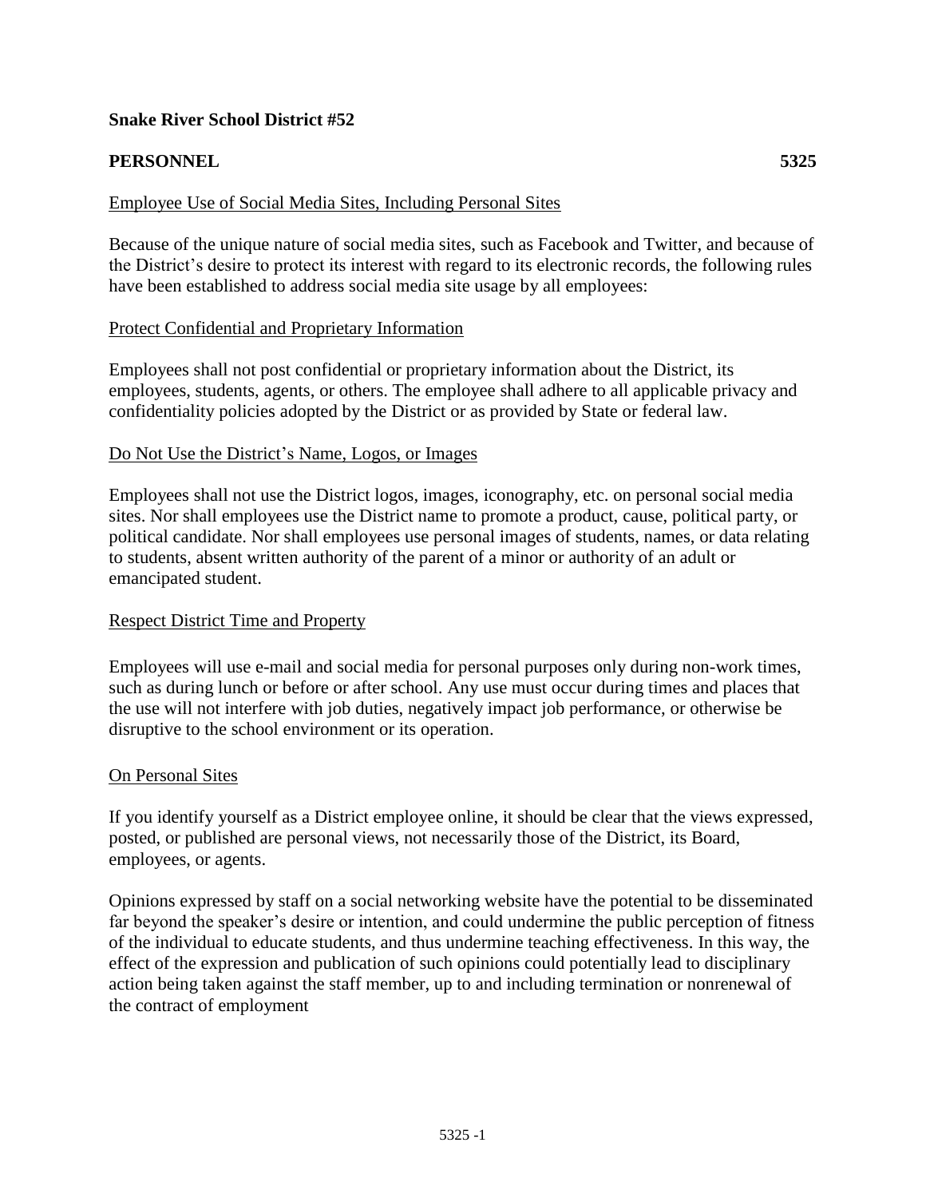**Snake River School District #52**

**PERSONNEL 5325**

Employee Use of Social Media Sites, Including Personal Sites

Because of the unique nature of social media sites, such as Facebook and Twitter, and because of the District's desire to protect its interest with regard to its electronic records, the following rules have been established to address social media site usage by all employees:

Protect Confidential and Proprietary Information

Employees shall not post confidential or proprietary information about the District, its employees, students, agents, or others. The employee shall adhere to all applicable privacy and confidentiality policies adopted by the District or as provided by State or federal law.

Do Not Use the District's Name, Logos, or Images

Employees shall not use the District logos, images, iconography, etc. on personal social media sites. Nor shall employees use the District name to promote a product, cause, political party, or political candidate. Nor shall employees use personal images of students, names, or data relating to students, absent written authority of the parent of a minor or authority of an adult or emancipated student.

Respect District Time and Property

Employees will use e-mail and social media for personal purposes only during non-work times, such as during lunch or before or after school. Any use must occur during times and places that the use will not interfere with job duties, negatively impact job performance, or otherwise be disruptive to the school environment or its operation.

On Personal Sites

If you identify yourself as a District employee online, it should be clear that the views expressed, posted, or published are personal views, not necessarily those of the District, its Board, employees, or agents.

Opinions expressed by staff on a social networking website have the potential to be disseminated far beyond the speaker's desire or intention, and could undermine the public perception of fitness of the individual to educate students, and thus undermine teaching effectiveness. In this way, the effect of the expression and publication of such opinions could potentially lead to disciplinary action being taken against the staff member, up to and including termination or nonrenewal of the contract of employment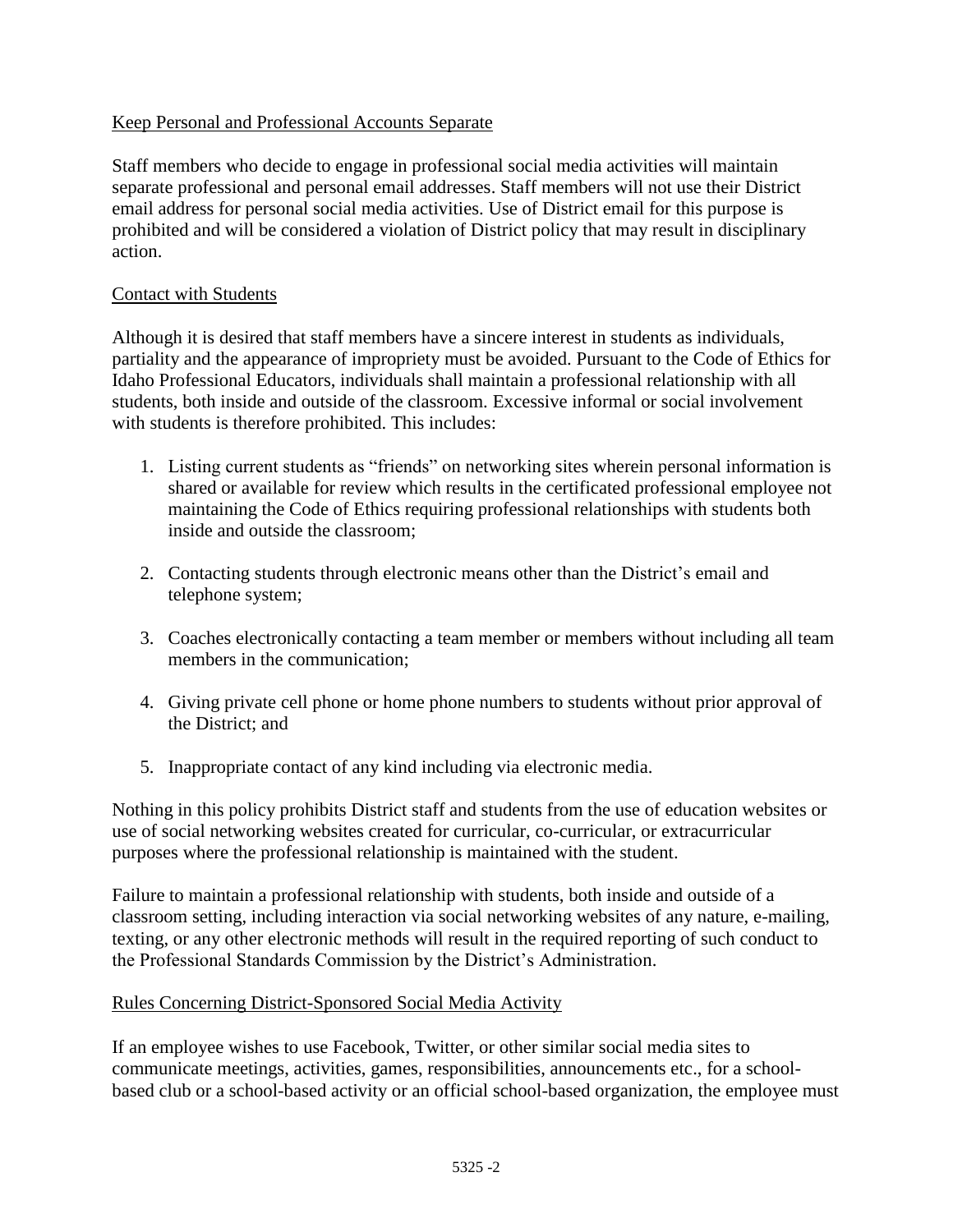Keep Personal and Professional Accounts Separate

Staff members who decide to engage in professional social media activities will maintain separate professional and personal email addresses. Staff members will not use their District email address for personal social media activities. Use of District email for this purpose is prohibited and will be considered a violation of District policy that may result in disciplinary action.

Contact with Students

Although it is desired that staff members have a sincere interest in students as individuals, partiality and the appearance of impropriety must be avoided. Pursuant to the Code of Ethics for Idaho Professional Educators, individuals shall maintain a professional relationship with all students, both inside and outside of the classroom. Excessive informal or social involvement with students is therefore prohibited. This includes:

1. Listing current students as "friends" on networking sites wherein personal information is shared or available for review which results in the certificated professional employee not maintaining the Code of Ethics requiring professional relationships with students both inside and outside the classroom;

2. Contacting students through electronic means other than the District's email and telephone system;

3. Coaches electronically contacting a team member or members without including all team members in the communication;

4. Giving private cell phone or home phone numbers to students without prior approval of the District; and

5. Inappropriate contact of any kind including via electronic media.

Nothing in this policy prohibits District staff and students from the use of education websites or use of social networking websites created for curricular, co-curricular, or extracurricular purposes where the professional relationship is maintained with the student.

Failure to maintain a professional relationship with students, both inside and outside of a classroom setting, including interaction via social networking websites of any nature, e-mailing, texting, or any other electronic methods will result in the required reporting of such conduct to the Professional Standards Commission by the District's Administration.

Rules Concerning District-Sponsored Social Media Activity

If an employee wishes to use Facebook, Twitter, or other similar social media sites to communicate meetings, activities, games, responsibilities, announcements etc., for a school-based club or a school-based activity or an official school-based organization, the employee must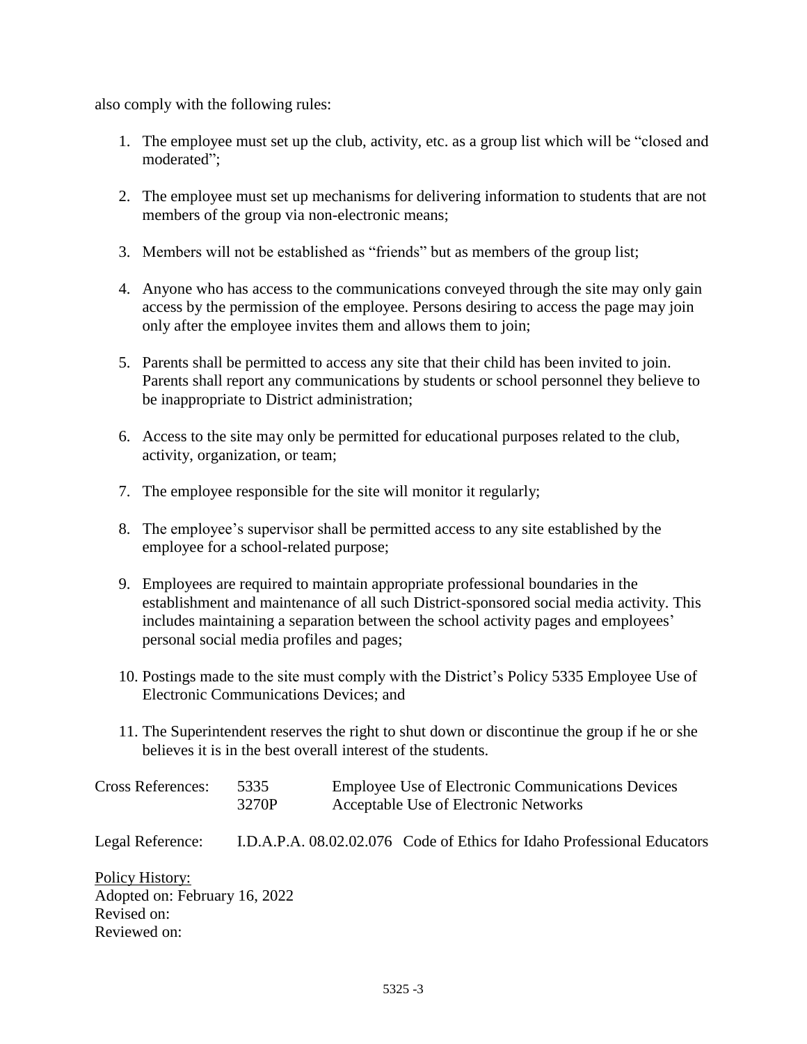also comply with the following rules:

1. The employee must set up the club, activity, etc. as a group list which will be "closed and moderated";
2. The employee must set up mechanisms for delivering information to students that are not members of the group via non-electronic means;
3. Members will not be established as "friends" but as members of the group list;
4. Anyone who has access to the communications conveyed through the site may only gain access by the permission of the employee. Persons desiring to access the page may join only after the employee invites them and allows them to join;
5. Parents shall be permitted to access any site that their child has been invited to join. Parents shall report any communications by students or school personnel they believe to be inappropriate to District administration;
6. Access to the site may only be permitted for educational purposes related to the club, activity, organization, or team;
7. The employee responsible for the site will monitor it regularly;
8. The employee's supervisor shall be permitted access to any site established by the employee for a school-related purpose;
9. Employees are required to maintain appropriate professional boundaries in the establishment and maintenance of all such District-sponsored social media activity. This includes maintaining a separation between the school activity pages and employees' personal social media profiles and pages;
10. Postings made to the site must comply with the District's Policy 5335 Employee Use of Electronic Communications Devices; and
11. The Superintendent reserves the right to shut down or discontinue the group if he or she believes it is in the best overall interest of the students.

| | | |
|---|---|---|
| Cross References: | 5335 | Employee Use of Electronic Communications Devices |
| | 3270P | Acceptable Use of Electronic Networks |

Legal Reference: I.D.A.P.A. 08.02.02.076 Code of Ethics for Idaho Professional Educators

Policy History:
Adopted on: February 16, 2022
Revised on:
Reviewed on: